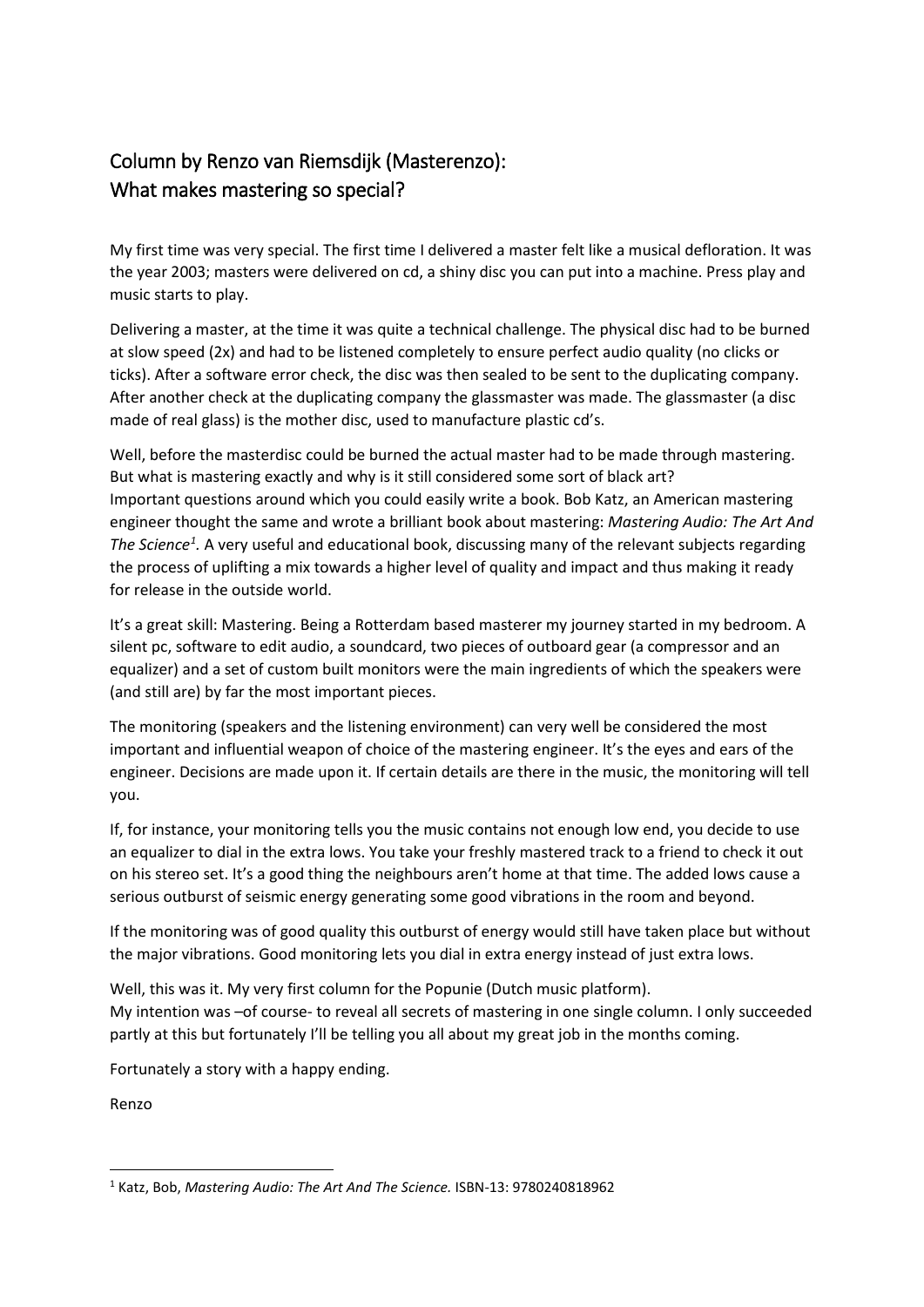## Column by Renzo van Riemsdijk (Masterenzo):
## What makes mastering so special?

My first time was very special. The first time I delivered a master felt like a musical defloration. It was the year 2003; masters were delivered on cd, a shiny disc you can put into a machine. Press play and music starts to play.

Delivering a master, at the time it was quite a technical challenge. The physical disc had to be burned at slow speed (2x) and had to be listened completely to ensure perfect audio quality (no clicks or ticks). After a software error check, the disc was then sealed to be sent to the duplicating company. After another check at the duplicating company the glassmaster was made. The glassmaster (a disc made of real glass) is the mother disc, used to manufacture plastic cd's.

Well, before the masterdisc could be burned the actual master had to be made through mastering. But what is mastering exactly and why is it still considered some sort of black art?
Important questions around which you could easily write a book. Bob Katz, an American mastering engineer thought the same and wrote a brilliant book about mastering: *Mastering Audio: The Art And The Science*[1]. A very useful and educational book, discussing many of the relevant subjects regarding the process of uplifting a mix towards a higher level of quality and impact and thus making it ready for release in the outside world.

It's a great skill: Mastering. Being a Rotterdam based masterer my journey started in my bedroom. A silent pc, software to edit audio, a soundcard, two pieces of outboard gear (a compressor and an equalizer) and a set of custom built monitors were the main ingredients of which the speakers were (and still are) by far the most important pieces.

The monitoring (speakers and the listening environment) can very well be considered the most important and influential weapon of choice of the mastering engineer. It's the eyes and ears of the engineer. Decisions are made upon it. If certain details are there in the music, the monitoring will tell you.

If, for instance, your monitoring tells you the music contains not enough low end, you decide to use an equalizer to dial in the extra lows. You take your freshly mastered track to a friend to check it out on his stereo set. It's a good thing the neighbours aren't home at that time. The added lows cause a serious outburst of seismic energy generating some good vibrations in the room and beyond.

If the monitoring was of good quality this outburst of energy would still have taken place but without the major vibrations. Good monitoring lets you dial in extra energy instead of just extra lows.

Well, this was it. My very first column for the Popunie (Dutch music platform).
My intention was –of course- to reveal all secrets of mastering in one single column. I only succeeded partly at this but fortunately I'll be telling you all about my great job in the months coming.

Fortunately a story with a happy ending.

Renzo

---

[1] Katz, Bob, *Mastering Audio: The Art And The Science.* ISBN-13: 9780240818962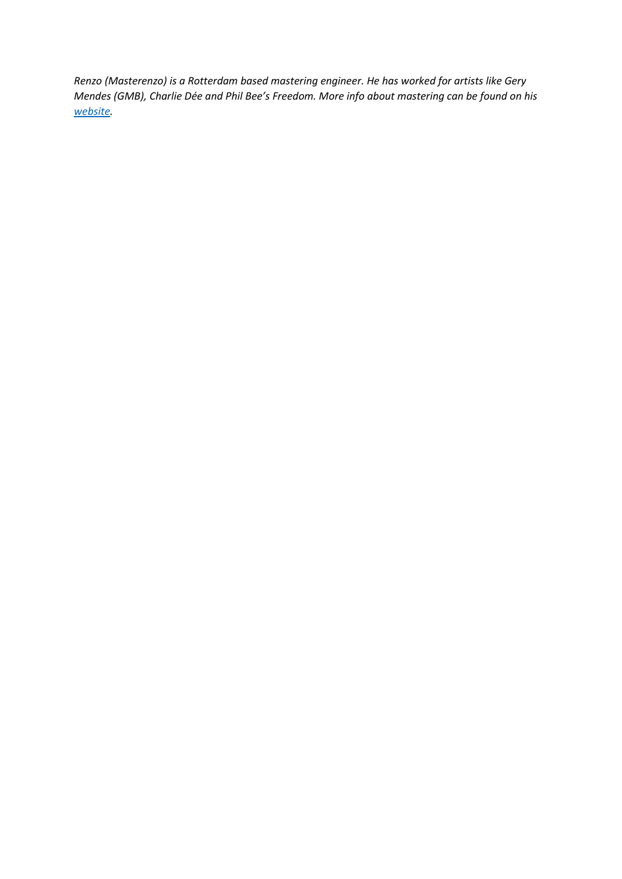*Renzo (Masterenzo) is a Rotterdam based mastering engineer. He has worked for artists like Gery Mendes (GMB), Charlie Dée and Phil Bee's Freedom. More info about mastering can be found on his [website](website).*